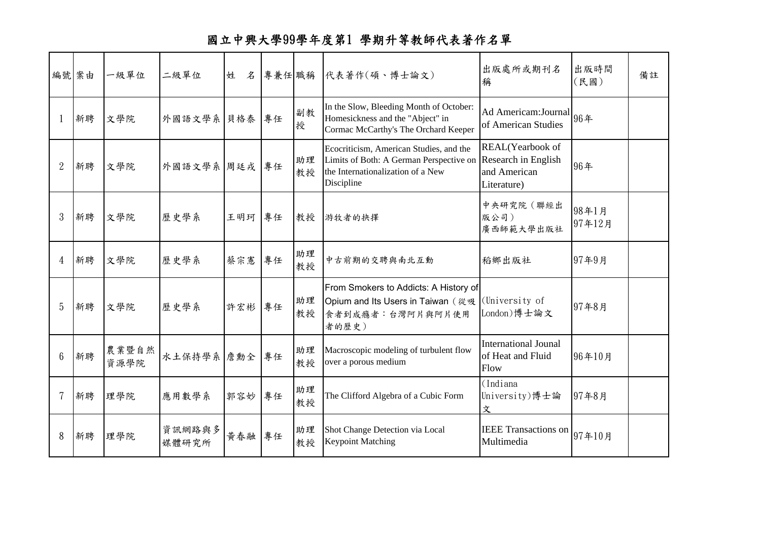# 國立中興大學99學年度第1 學期升等教師代表著作名單

| 編號 | 案由 | 一級單位 | 二級單位 | 姓　名 | 專兼任 | 職稱 | 代表著作(碩、博士論文) | 出版處所或期刊名稱 | 出版時間(民國) | 備註 |
|---|---|---|---|---|---|---|---|---|---|---|
| 1 | 新聘 | 文學院 | 外國語文學系 | 貝格泰 | 專任 | 副教授 | In the Slow, Bleeding Month of October: Homesickness and the "Abject" in Cormac McCarthy's The Orchard Keeper | Ad Americam:Journal of American Studies | 96年 | |
| 2 | 新聘 | 文學院 | 外國語文學系 | 周廷戎 | 專任 | 助理教授 | Ecocriticism, American Studies, and the Limits of Both: A German Perspective on the Internationalization of a New Discipline | REAL(Yearbook of Research in English and American Literature) | 96年 | |
| 3 | 新聘 | 文學院 | 歷史學系 | 王明珂 | 專任 | 教授 | 游牧者的抉擇 | 中央研究院（聯經出版公司）<br>廣西師範大學出版社 | 98年1月<br>97年12月 | |
| 4 | 新聘 | 文學院 | 歷史學系 | 蔡宗憲 | 專任 | 助理教授 | 中古前期的交聘與南北互動 | 稻鄉出版社 | 97年9月 | |
| 5 | 新聘 | 文學院 | 歷史學系 | 許宏彬 | 專任 | 助理教授 | From Smokers to Addicts: A History of Opium and Its Users in Taiwan（從吸食者到成癮者：台灣阿片與阿片使用者的歷史） | (University of London)博士論文 | 97年8月 | |
| 6 | 新聘 | 農業暨自然資源學院 | 水土保持學系 | 詹勳全 | 專任 | 助理教授 | Macroscopic modeling of turbulent flow over a porous medium | International Jounal of Heat and Fluid Flow | 96年10月 | |
| 7 | 新聘 | 理學院 | 應用數學系 | 郭容妙 | 專任 | 助理教授 | The Clifford Algebra of a Cubic Form | (Indiana University)博士論文 | 97年8月 | |
| 8 | 新聘 | 理學院 | 資訊網路與多媒體研究所 | 黃春融 | 專任 | 助理教授 | Shot Change Detection via Local Keypoint Matching | IEEE Transactions on Multimedia | 97年10月 | |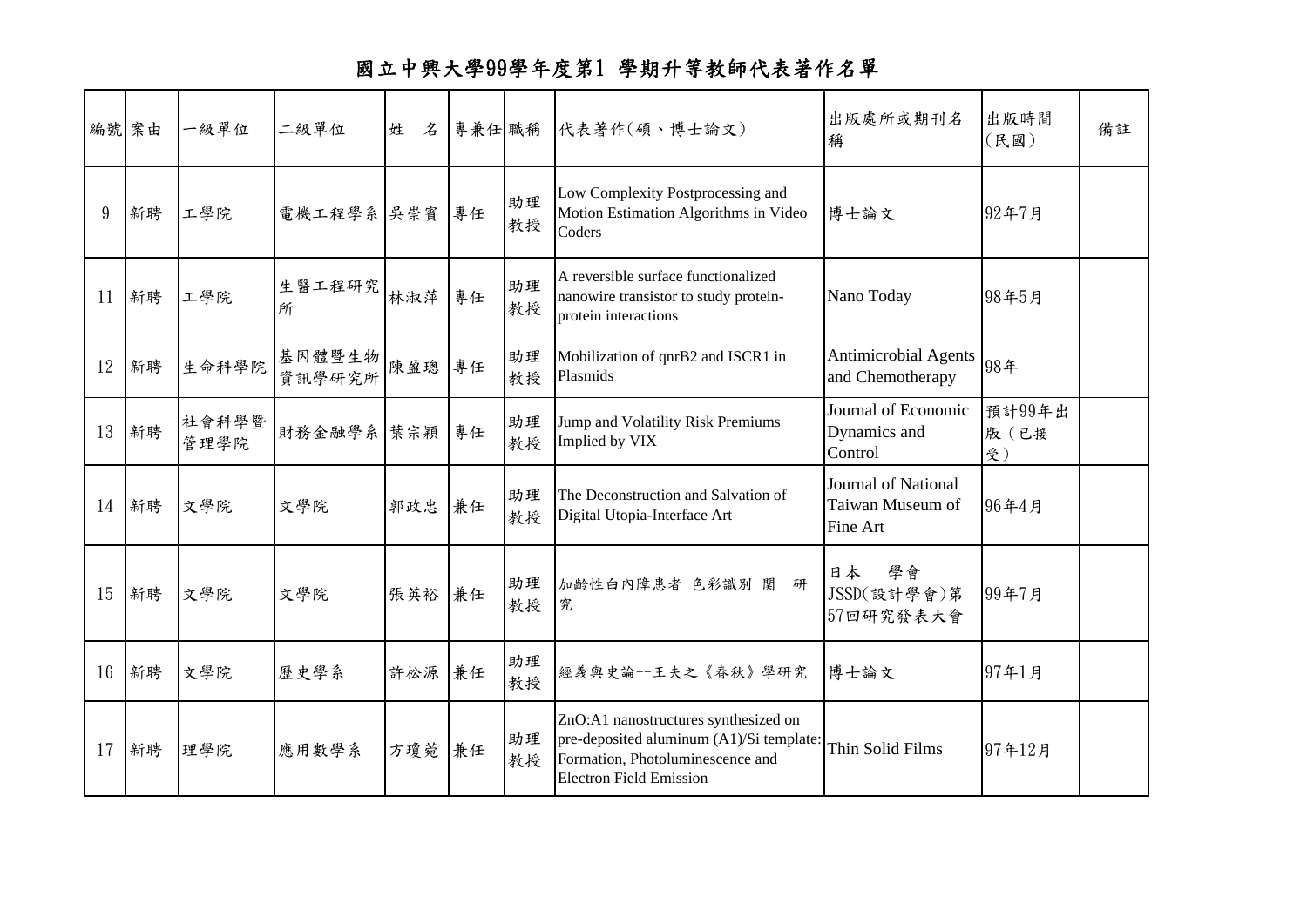# 國立中興大學99學年度第1 學期升等教師代表著作名單

| 編號 | 案由 | 一級單位 | 二級單位 | 姓　名 | 專兼任 | 職稱 | 代表著作(碩、博士論文) | 出版處所或期刊名稱 | 出版時間(民國) | 備註 |
|---|---|---|---|---|---|---|---|---|---|---|
| 9 | 新聘 | 工學院 | 電機工程學系 | 吳崇賓 | 專任 | 助理教授 | Low Complexity Postprocessing and Motion Estimation Algorithms in Video Coders | 博士論文 | 92年7月 | |
| 11 | 新聘 | 工學院 | 生醫工程研究所 | 林淑萍 | 專任 | 助理教授 | A reversible surface functionalized nanowire transistor to study protein-protein interactions | Nano Today | 98年5月 | |
| 12 | 新聘 | 生命科學院 | 基因體暨生物資訊學研究所 | 陳盈璁 | 專任 | 助理教授 | Mobilization of qnrB2 and ISCR1 in Plasmids | Antimicrobial Agents and Chemotherapy | 98年 | |
| 13 | 新聘 | 社會科學暨管理學院 | 財務金融學系 | 葉宗穎 | 專任 | 助理教授 | Jump and Volatility Risk Premiums Implied by VIX | Journal of Economic Dynamics and Control | 預計99年出版（已接受） | |
| 14 | 新聘 | 文學院 | 文學院 | 郭政忠 | 兼任 | 助理教授 | The Deconstruction and Salvation of Digital Utopia-Interface Art | Journal of National Taiwan Museum of Fine Art | 96年4月 | |
| 15 | 新聘 | 文學院 | 文學院 | 張英裕 | 兼任 | 助理教授 | 加齡性白內障患者 色彩識別 関　研究 | 日本　學會 JSSD(設計學會)第57回研究發表大會 | 99年7月 | |
| 16 | 新聘 | 文學院 | 歷史學系 | 許松源 | 兼任 | 助理教授 | 經義與史論--王夫之《春秋》學研究 | 博士論文 | 97年1月 | |
| 17 | 新聘 | 理學院 | 應用數學系 | 方瓊菀 | 兼任 | 助理教授 | ZnO:A1 nanostructures synthesized on pre-deposited aluminum (A1)/Si template: Formation, Photoluminescence and Electron Field Emission | Thin Solid Films | 97年12月 | |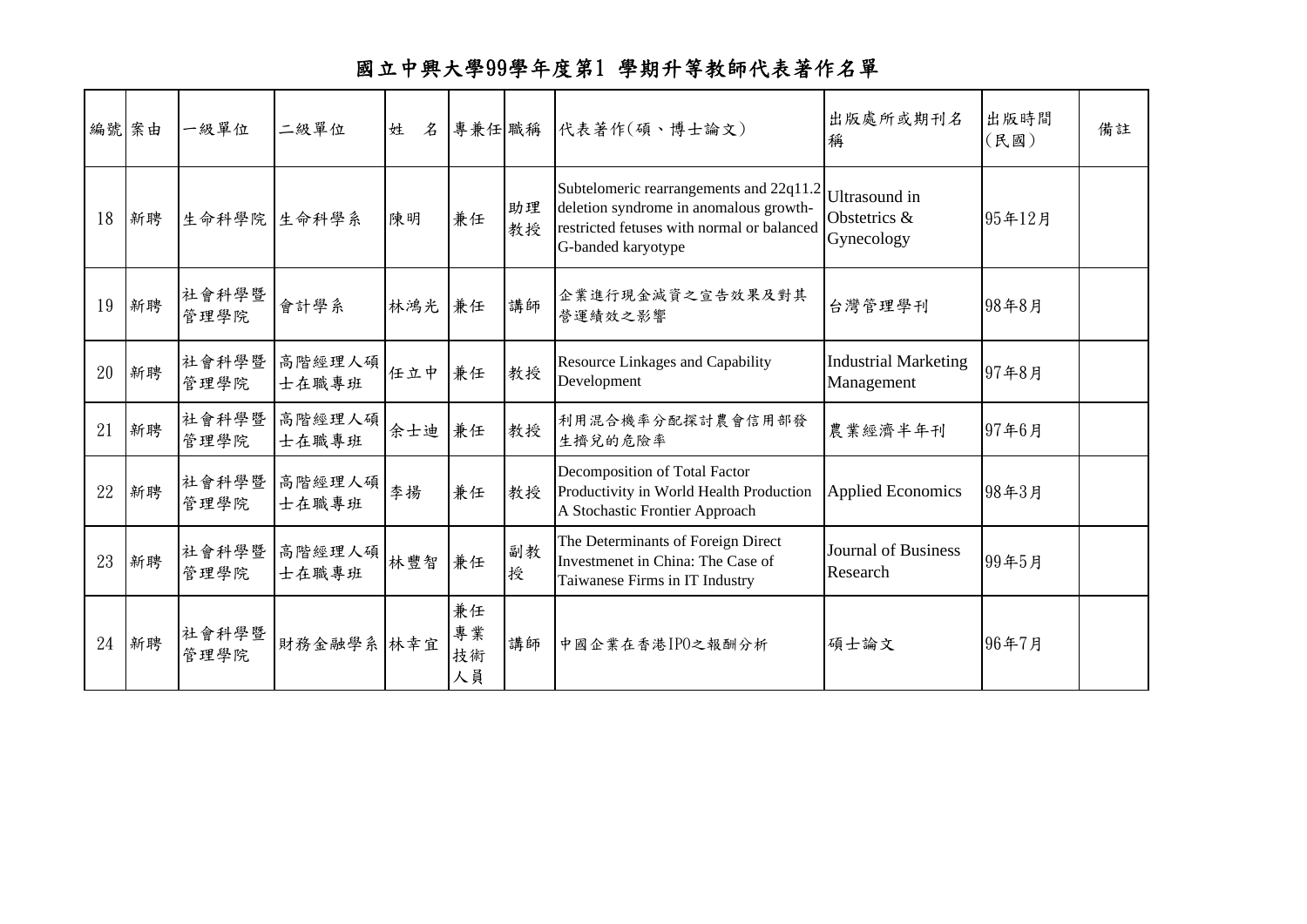# 國立中興大學99學年度第1 學期升等教師代表著作名單

| 編號 | 案由 | 一級單位 | 二級單位 | 姓　名 | 專兼任 | 職稱 | 代表著作(碩、博士論文) | 出版處所或期刊名稱 | 出版時間(民國) | 備註 |
|---|---|---|---|---|---|---|---|---|---|---|
| 18 | 新聘 | 生命科學院 | 生命科學系 | 陳明 | 兼任 | 助理教授 | Subtelomeric rearrangements and 22q11.2 deletion syndrome in anomalous growth-restricted fetuses with normal or balanced G-banded karyotype | Ultrasound in Obstetrics & Gynecology | 95年12月 | |
| 19 | 新聘 | 社會科學暨管理學院 | 會計學系 | 林鴻光 | 兼任 | 講師 | 企業進行現金減資之宣告效果及對其營運績效之影響 | 台灣管理學刊 | 98年8月 | |
| 20 | 新聘 | 社會科學暨管理學院 | 高階經理人碩士在職專班 | 任立中 | 兼任 | 教授 | Resource Linkages and Capability Development | Industrial Marketing Management | 97年8月 | |
| 21 | 新聘 | 社會科學暨管理學院 | 高階經理人碩士在職專班 | 余士迪 | 兼任 | 教授 | 利用混合機率分配探討農會信用部發生擠兌的危險率 | 農業經濟半年刊 | 97年6月 | |
| 22 | 新聘 | 社會科學暨管理學院 | 高階經理人碩士在職專班 | 李揚 | 兼任 | 教授 | Decomposition of Total Factor Productivity in World Health Production A Stochastic Frontier Approach | Applied Economics | 98年3月 | |
| 23 | 新聘 | 社會科學暨管理學院 | 高階經理人碩士在職專班 | 林豐智 | 兼任 | 副教授 | The Determinants of Foreign Direct Investmenet in China: The Case of Taiwanese Firms in IT Industry | Journal of Business Research | 99年5月 | |
| 24 | 新聘 | 社會科學暨管理學院 | 財務金融學系 | 林幸宜 | 兼任專業技術人員 | 講師 | 中國企業在香港IPO之報酬分析 | 碩士論文 | 96年7月 | |